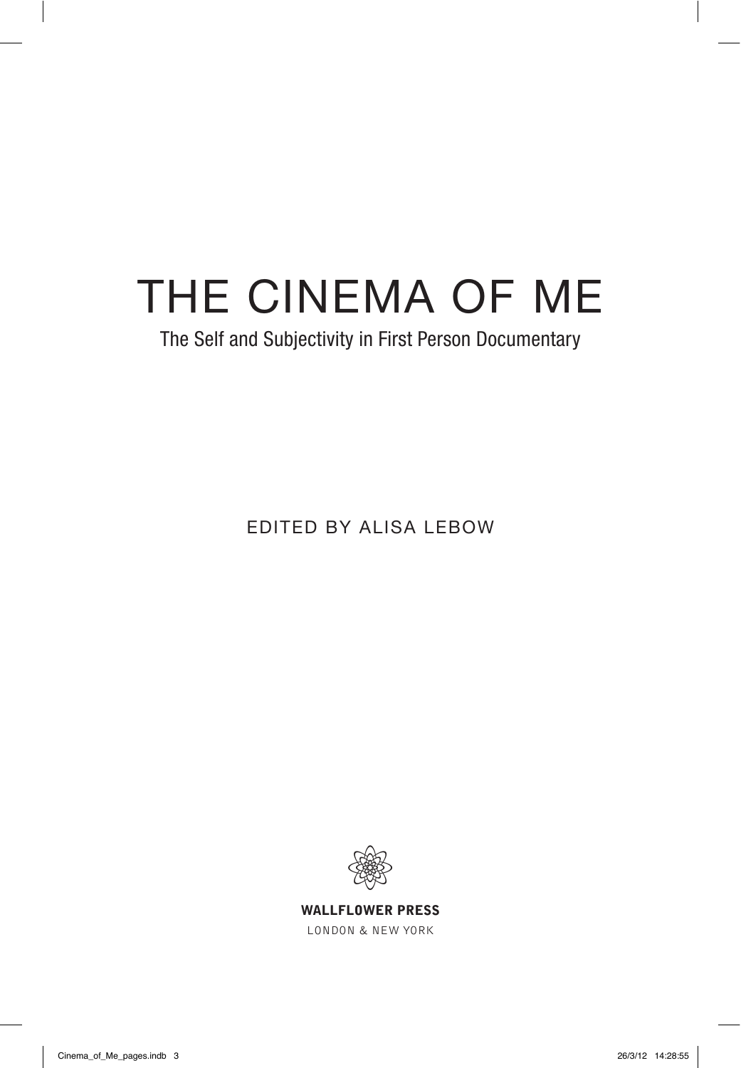# THE CINEMA OF ME

## The Self and Subjectivity in First Person Documentary

EDITED BY ALISA LEBOW

**WALLFLOWER PRESS**

LONDON & NEW YORK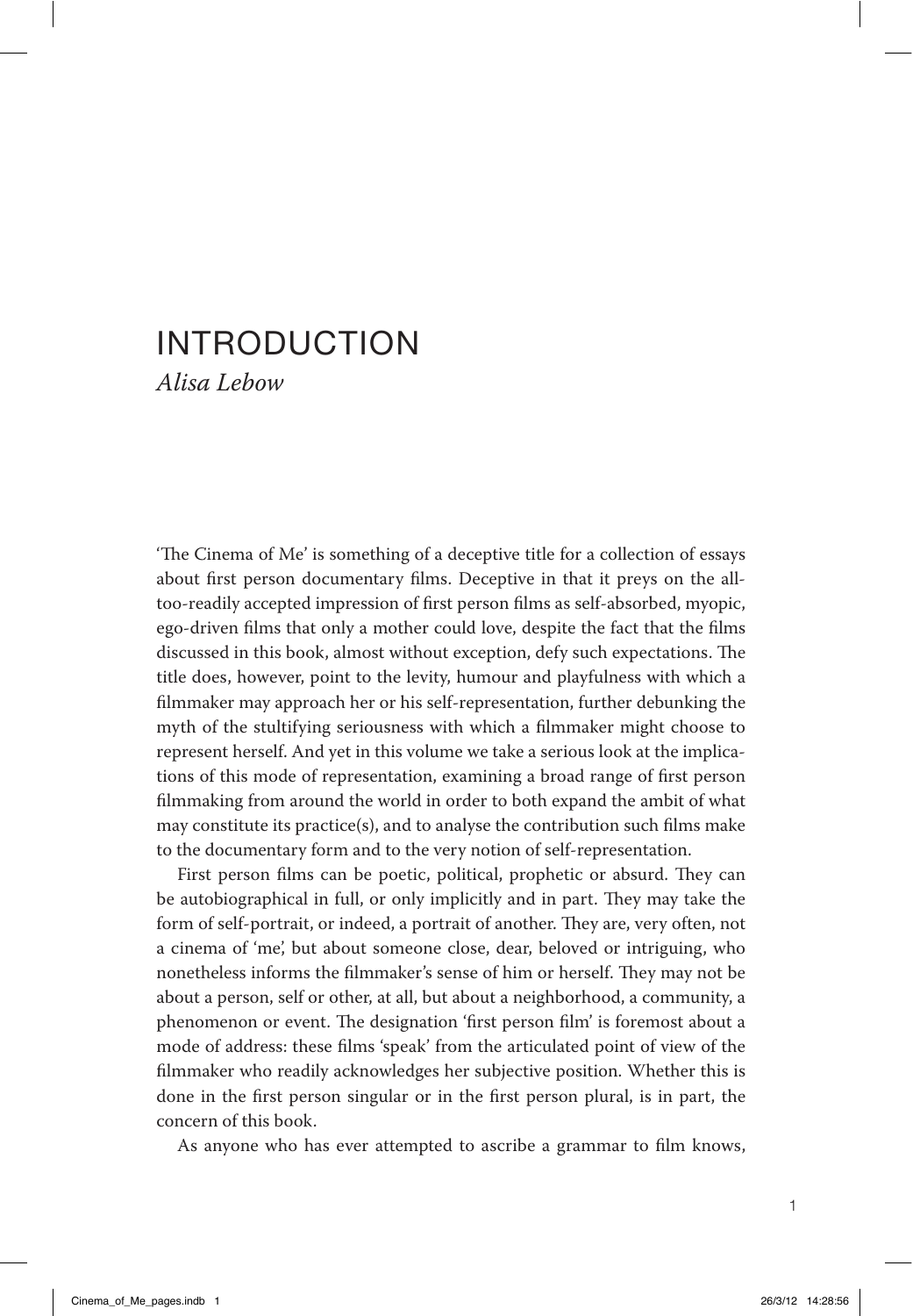# INTRODUCTION

*Alisa Lebow*

'The Cinema of Me' is something of a deceptive title for a collection of essays about first person documentary films. Deceptive in that it preys on the all-too-readily accepted impression of first person films as self-absorbed, myopic, ego-driven films that only a mother could love, despite the fact that the films discussed in this book, almost without exception, defy such expectations. The title does, however, point to the levity, humour and playfulness with which a filmmaker may approach her or his self-representation, further debunking the myth of the stultifying seriousness with which a filmmaker might choose to represent herself. And yet in this volume we take a serious look at the implications of this mode of representation, examining a broad range of first person filmmaking from around the world in order to both expand the ambit of what may constitute its practice(s), and to analyse the contribution such films make to the documentary form and to the very notion of self-representation.

First person films can be poetic, political, prophetic or absurd. They can be autobiographical in full, or only implicitly and in part. They may take the form of self-portrait, or indeed, a portrait of another. They are, very often, not a cinema of 'me', but about someone close, dear, beloved or intriguing, who nonetheless informs the filmmaker's sense of him or herself. They may not be about a person, self or other, at all, but about a neighborhood, a community, a phenomenon or event. The designation 'first person film' is foremost about a mode of address: these films 'speak' from the articulated point of view of the filmmaker who readily acknowledges her subjective position. Whether this is done in the first person singular or in the first person plural, is in part, the concern of this book.

As anyone who has ever attempted to ascribe a grammar to film knows,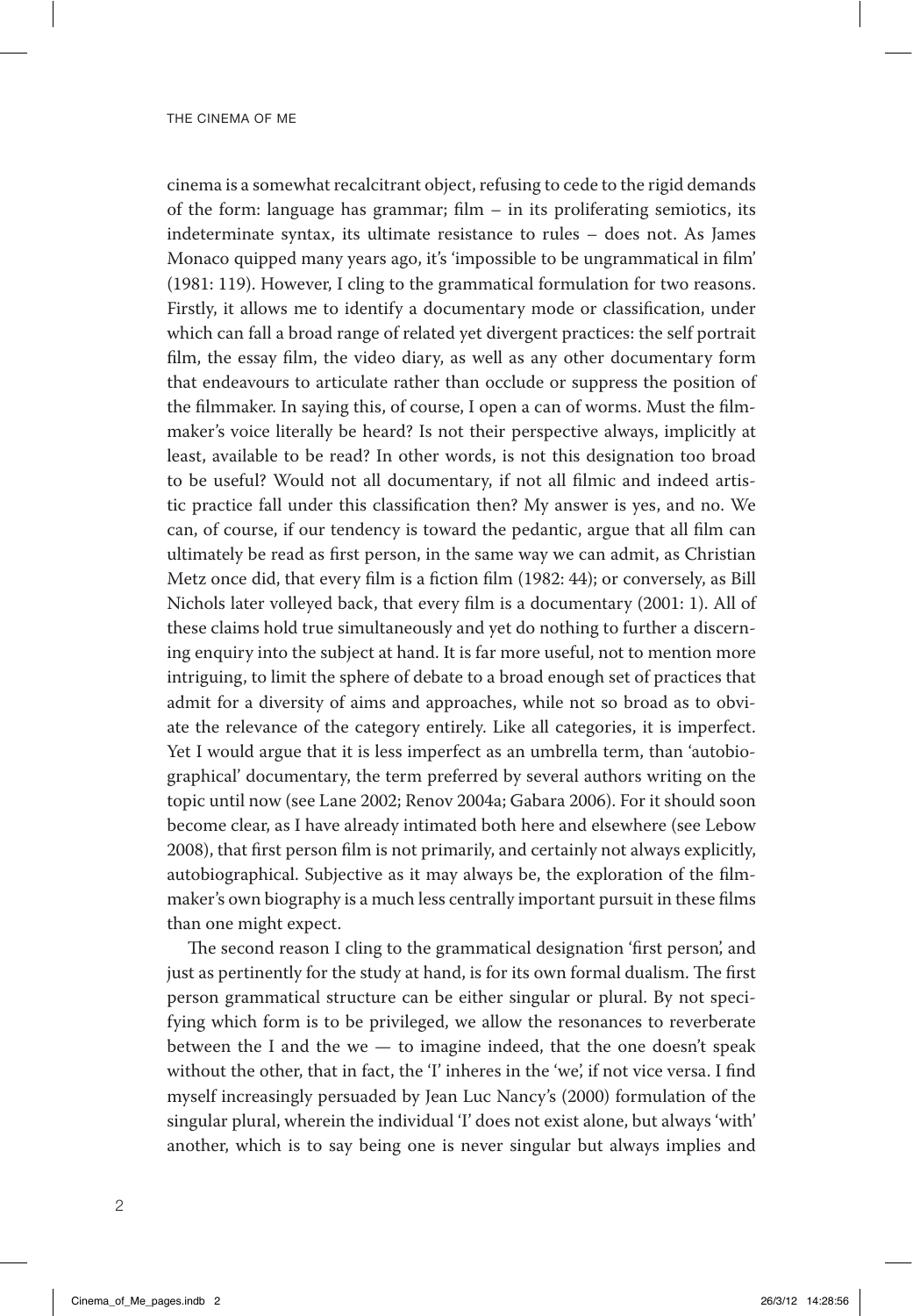cinema is a somewhat recalcitrant object, refusing to cede to the rigid demands of the form: language has grammar; film – in its proliferating semiotics, its indeterminate syntax, its ultimate resistance to rules – does not. As James Monaco quipped many years ago, it's 'impossible to be ungrammatical in film' (1981: 119). However, I cling to the grammatical formulation for two reasons. Firstly, it allows me to identify a documentary mode or classification, under which can fall a broad range of related yet divergent practices: the self portrait film, the essay film, the video diary, as well as any other documentary form that endeavours to articulate rather than occlude or suppress the position of the filmmaker. In saying this, of course, I open a can of worms. Must the filmmaker's voice literally be heard? Is not their perspective always, implicitly at least, available to be read? In other words, is not this designation too broad to be useful? Would not all documentary, if not all filmic and indeed artistic practice fall under this classification then? My answer is yes, and no. We can, of course, if our tendency is toward the pedantic, argue that all film can ultimately be read as first person, in the same way we can admit, as Christian Metz once did, that every film is a fiction film (1982: 44); or conversely, as Bill Nichols later volleyed back, that every film is a documentary (2001: 1). All of these claims hold true simultaneously and yet do nothing to further a discerning enquiry into the subject at hand. It is far more useful, not to mention more intriguing, to limit the sphere of debate to a broad enough set of practices that admit for a diversity of aims and approaches, while not so broad as to obviate the relevance of the category entirely. Like all categories, it is imperfect. Yet I would argue that it is less imperfect as an umbrella term, than 'autobiographical' documentary, the term preferred by several authors writing on the topic until now (see Lane 2002; Renov 2004a; Gabara 2006). For it should soon become clear, as I have already intimated both here and elsewhere (see Lebow 2008), that first person film is not primarily, and certainly not always explicitly, autobiographical. Subjective as it may always be, the exploration of the filmmaker's own biography is a much less centrally important pursuit in these films than one might expect.

The second reason I cling to the grammatical designation 'first person', and just as pertinently for the study at hand, is for its own formal dualism. The first person grammatical structure can be either singular or plural. By not specifying which form is to be privileged, we allow the resonances to reverberate between the I and the we — to imagine indeed, that the one doesn't speak without the other, that in fact, the 'I' inheres in the 'we', if not vice versa. I find myself increasingly persuaded by Jean Luc Nancy's (2000) formulation of the singular plural, wherein the individual 'I' does not exist alone, but always 'with' another, which is to say being one is never singular but always implies and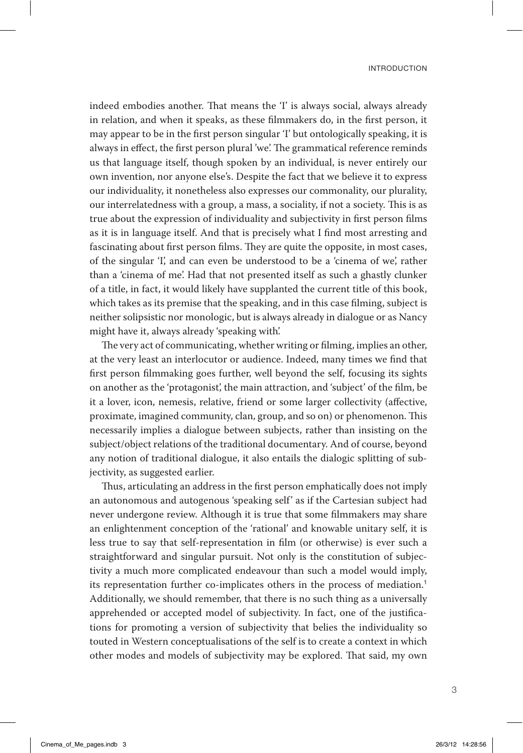indeed embodies another. That means the 'I' is always social, always already in relation, and when it speaks, as these filmmakers do, in the first person, it may appear to be in the first person singular 'I' but ontologically speaking, it is always in effect, the first person plural 'we'. The grammatical reference reminds us that language itself, though spoken by an individual, is never entirely our own invention, nor anyone else's. Despite the fact that we believe it to express our individuality, it nonetheless also expresses our commonality, our plurality, our interrelatedness with a group, a mass, a sociality, if not a society. This is as true about the expression of individuality and subjectivity in first person films as it is in language itself. And that is precisely what I find most arresting and fascinating about first person films. They are quite the opposite, in most cases, of the singular 'I', and can even be understood to be a 'cinema of we', rather than a 'cinema of me'. Had that not presented itself as such a ghastly clunker of a title, in fact, it would likely have supplanted the current title of this book, which takes as its premise that the speaking, and in this case filming, subject is neither solipsistic nor monologic, but is always already in dialogue or as Nancy might have it, always already 'speaking with'.

The very act of communicating, whether writing or filming, implies an other, at the very least an interlocutor or audience. Indeed, many times we find that first person filmmaking goes further, well beyond the self, focusing its sights on another as the 'protagonist', the main attraction, and 'subject' of the film, be it a lover, icon, nemesis, relative, friend or some larger collectivity (affective, proximate, imagined community, clan, group, and so on) or phenomenon. This necessarily implies a dialogue between subjects, rather than insisting on the subject/object relations of the traditional documentary. And of course, beyond any notion of traditional dialogue, it also entails the dialogic splitting of subjectivity, as suggested earlier.

Thus, articulating an address in the first person emphatically does not imply an autonomous and autogenous 'speaking self' as if the Cartesian subject had never undergone review. Although it is true that some filmmakers may share an enlightenment conception of the 'rational' and knowable unitary self, it is less true to say that self-representation in film (or otherwise) is ever such a straightforward and singular pursuit. Not only is the constitution of subjectivity a much more complicated endeavour than such a model would imply, its representation further co-implicates others in the process of mediation.[1] Additionally, we should remember, that there is no such thing as a universally apprehended or accepted model of subjectivity. In fact, one of the justifications for promoting a version of subjectivity that belies the individuality so touted in Western conceptualisations of the self is to create a context in which other modes and models of subjectivity may be explored. That said, my own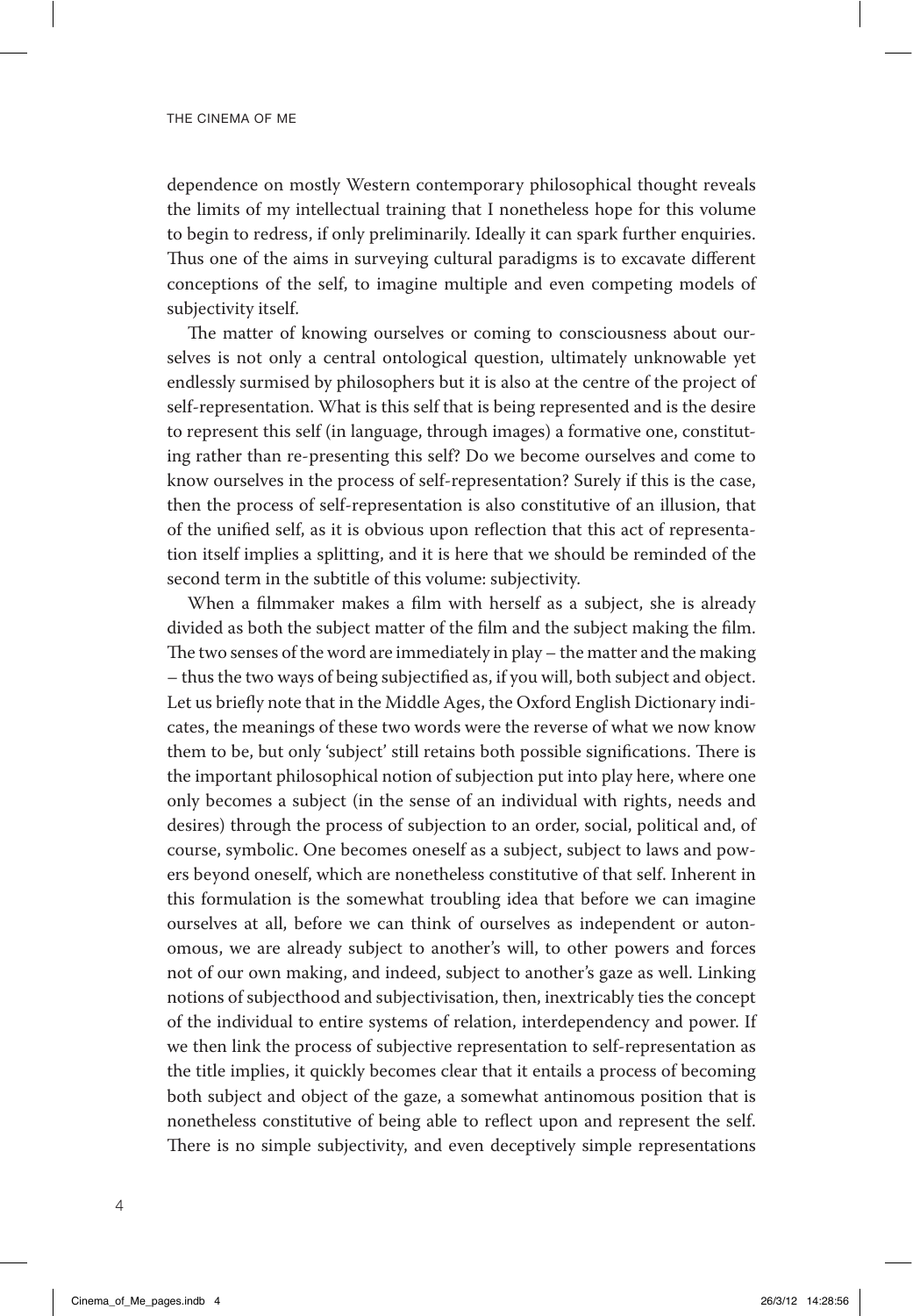dependence on mostly Western contemporary philosophical thought reveals the limits of my intellectual training that I nonetheless hope for this volume to begin to redress, if only preliminarily. Ideally it can spark further enquiries. Thus one of the aims in surveying cultural paradigms is to excavate different conceptions of the self, to imagine multiple and even competing models of subjectivity itself.

The matter of knowing ourselves or coming to consciousness about ourselves is not only a central ontological question, ultimately unknowable yet endlessly surmised by philosophers but it is also at the centre of the project of self-representation. What is this self that is being represented and is the desire to represent this self (in language, through images) a formative one, constituting rather than re-presenting this self? Do we become ourselves and come to know ourselves in the process of self-representation? Surely if this is the case, then the process of self-representation is also constitutive of an illusion, that of the unified self, as it is obvious upon reflection that this act of representation itself implies a splitting, and it is here that we should be reminded of the second term in the subtitle of this volume: subjectivity.

When a filmmaker makes a film with herself as a subject, she is already divided as both the subject matter of the film and the subject making the film. The two senses of the word are immediately in play – the matter and the making – thus the two ways of being subjectified as, if you will, both subject and object. Let us briefly note that in the Middle Ages, the Oxford English Dictionary indicates, the meanings of these two words were the reverse of what we now know them to be, but only 'subject' still retains both possible significations. There is the important philosophical notion of subjection put into play here, where one only becomes a subject (in the sense of an individual with rights, needs and desires) through the process of subjection to an order, social, political and, of course, symbolic. One becomes oneself as a subject, subject to laws and powers beyond oneself, which are nonetheless constitutive of that self. Inherent in this formulation is the somewhat troubling idea that before we can imagine ourselves at all, before we can think of ourselves as independent or autonomous, we are already subject to another's will, to other powers and forces not of our own making, and indeed, subject to another's gaze as well. Linking notions of subjecthood and subjectivisation, then, inextricably ties the concept of the individual to entire systems of relation, interdependency and power. If we then link the process of subjective representation to self-representation as the title implies, it quickly becomes clear that it entails a process of becoming both subject and object of the gaze, a somewhat antinomous position that is nonetheless constitutive of being able to reflect upon and represent the self. There is no simple subjectivity, and even deceptively simple representations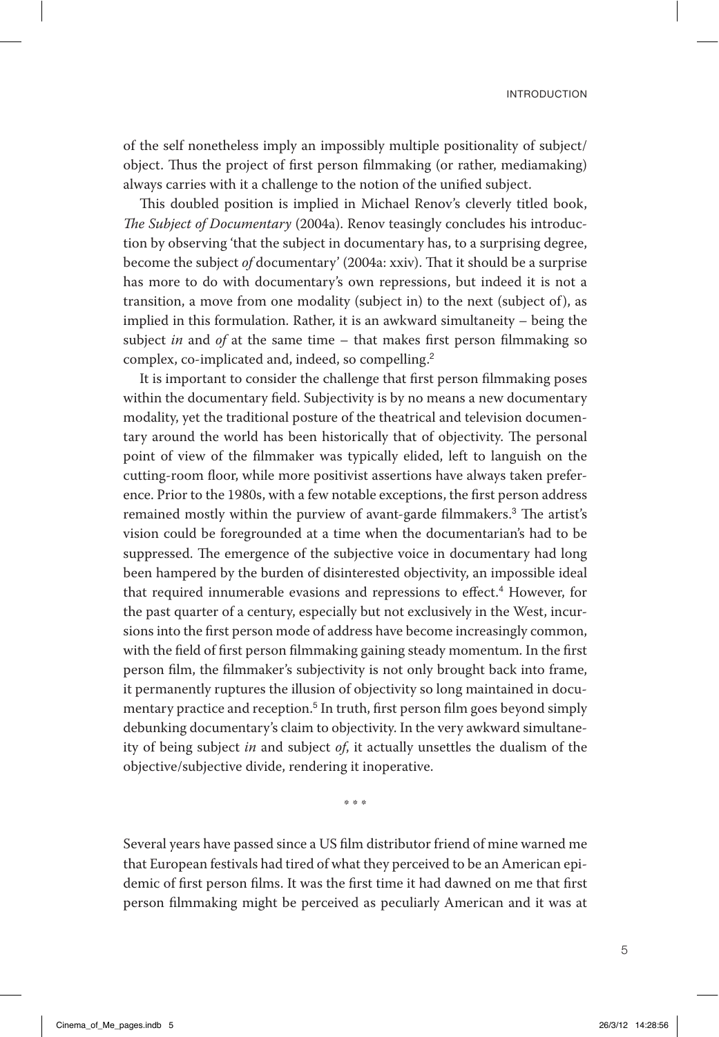of the self nonetheless imply an impossibly multiple positionality of subject/object. Thus the project of first person filmmaking (or rather, mediamaking) always carries with it a challenge to the notion of the unified subject.

This doubled position is implied in Michael Renov's cleverly titled book, *The Subject of Documentary* (2004a). Renov teasingly concludes his introduction by observing 'that the subject in documentary has, to a surprising degree, become the subject *of* documentary' (2004a: xxiv). That it should be a surprise has more to do with documentary's own repressions, but indeed it is not a transition, a move from one modality (subject in) to the next (subject of), as implied in this formulation. Rather, it is an awkward simultaneity – being the subject *in* and *of* at the same time – that makes first person filmmaking so complex, co-implicated and, indeed, so compelling.[2]

It is important to consider the challenge that first person filmmaking poses within the documentary field. Subjectivity is by no means a new documentary modality, yet the traditional posture of the theatrical and television documentary around the world has been historically that of objectivity. The personal point of view of the filmmaker was typically elided, left to languish on the cutting-room floor, while more positivist assertions have always taken preference. Prior to the 1980s, with a few notable exceptions, the first person address remained mostly within the purview of avant-garde filmmakers.[3] The artist's vision could be foregrounded at a time when the documentarian's had to be suppressed. The emergence of the subjective voice in documentary had long been hampered by the burden of disinterested objectivity, an impossible ideal that required innumerable evasions and repressions to effect.[4] However, for the past quarter of a century, especially but not exclusively in the West, incursions into the first person mode of address have become increasingly common, with the field of first person filmmaking gaining steady momentum. In the first person film, the filmmaker's subjectivity is not only brought back into frame, it permanently ruptures the illusion of objectivity so long maintained in documentary practice and reception.[5] In truth, first person film goes beyond simply debunking documentary's claim to objectivity. In the very awkward simultaneity of being subject *in* and subject *of*, it actually unsettles the dualism of the objective/subjective divide, rendering it inoperative.

\* \* \*

Several years have passed since a US film distributor friend of mine warned me that European festivals had tired of what they perceived to be an American epidemic of first person films. It was the first time it had dawned on me that first person filmmaking might be perceived as peculiarly American and it was at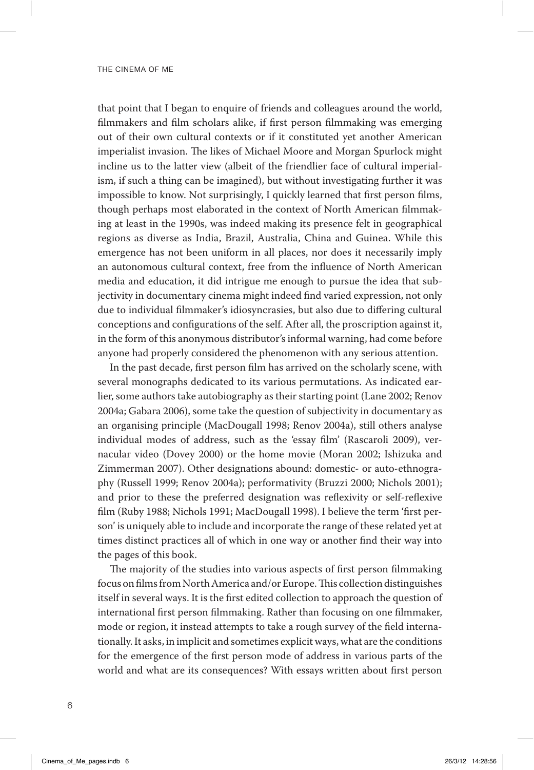that point that I began to enquire of friends and colleagues around the world, filmmakers and film scholars alike, if first person filmmaking was emerging out of their own cultural contexts or if it constituted yet another American imperialist invasion. The likes of Michael Moore and Morgan Spurlock might incline us to the latter view (albeit of the friendlier face of cultural imperialism, if such a thing can be imagined), but without investigating further it was impossible to know. Not surprisingly, I quickly learned that first person films, though perhaps most elaborated in the context of North American filmmaking at least in the 1990s, was indeed making its presence felt in geographical regions as diverse as India, Brazil, Australia, China and Guinea. While this emergence has not been uniform in all places, nor does it necessarily imply an autonomous cultural context, free from the influence of North American media and education, it did intrigue me enough to pursue the idea that subjectivity in documentary cinema might indeed find varied expression, not only due to individual filmmaker's idiosyncrasies, but also due to differing cultural conceptions and configurations of the self. After all, the proscription against it, in the form of this anonymous distributor's informal warning, had come before anyone had properly considered the phenomenon with any serious attention.

In the past decade, first person film has arrived on the scholarly scene, with several monographs dedicated to its various permutations. As indicated earlier, some authors take autobiography as their starting point (Lane 2002; Renov 2004a; Gabara 2006), some take the question of subjectivity in documentary as an organising principle (MacDougall 1998; Renov 2004a), still others analyse individual modes of address, such as the 'essay film' (Rascaroli 2009), vernacular video (Dovey 2000) or the home movie (Moran 2002; Ishizuka and Zimmerman 2007). Other designations abound: domestic- or auto-ethnography (Russell 1999; Renov 2004a); performativity (Bruzzi 2000; Nichols 2001); and prior to these the preferred designation was reflexivity or self-reflexive film (Ruby 1988; Nichols 1991; MacDougall 1998). I believe the term 'first person' is uniquely able to include and incorporate the range of these related yet at times distinct practices all of which in one way or another find their way into the pages of this book.

The majority of the studies into various aspects of first person filmmaking focus on films from North America and/or Europe. This collection distinguishes itself in several ways. It is the first edited collection to approach the question of international first person filmmaking. Rather than focusing on one filmmaker, mode or region, it instead attempts to take a rough survey of the field internationally. It asks, in implicit and sometimes explicit ways, what are the conditions for the emergence of the first person mode of address in various parts of the world and what are its consequences? With essays written about first person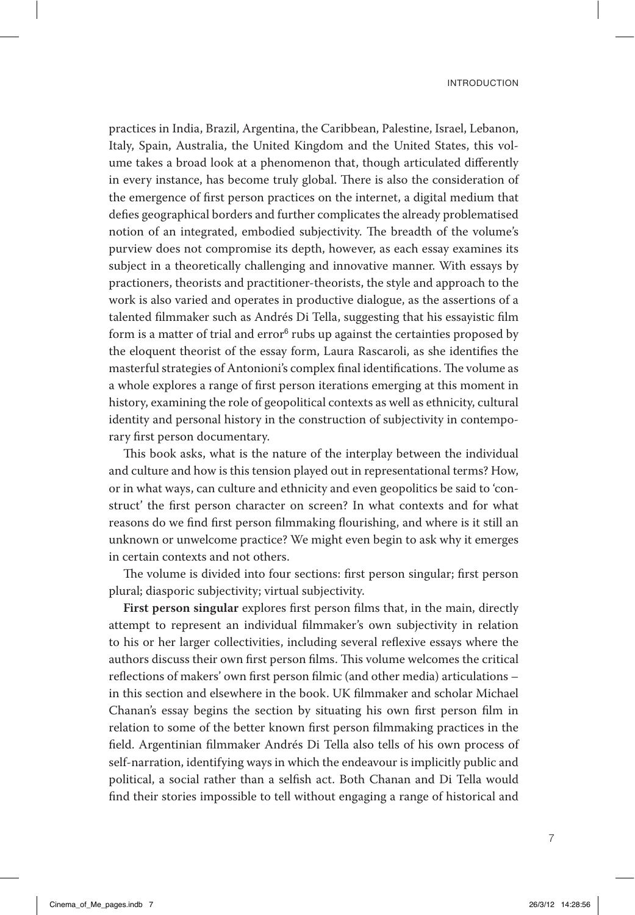practices in India, Brazil, Argentina, the Caribbean, Palestine, Israel, Lebanon, Italy, Spain, Australia, the United Kingdom and the United States, this volume takes a broad look at a phenomenon that, though articulated differently in every instance, has become truly global. There is also the consideration of the emergence of first person practices on the internet, a digital medium that defies geographical borders and further complicates the already problematised notion of an integrated, embodied subjectivity. The breadth of the volume's purview does not compromise its depth, however, as each essay examines its subject in a theoretically challenging and innovative manner. With essays by practioners, theorists and practitioner-theorists, the style and approach to the work is also varied and operates in productive dialogue, as the assertions of a talented filmmaker such as Andrés Di Tella, suggesting that his essayistic film form is a matter of trial and error[6] rubs up against the certainties proposed by the eloquent theorist of the essay form, Laura Rascaroli, as she identifies the masterful strategies of Antonioni's complex final identifications. The volume as a whole explores a range of first person iterations emerging at this moment in history, examining the role of geopolitical contexts as well as ethnicity, cultural identity and personal history in the construction of subjectivity in contemporary first person documentary.

This book asks, what is the nature of the interplay between the individual and culture and how is this tension played out in representational terms? How, or in what ways, can culture and ethnicity and even geopolitics be said to 'construct' the first person character on screen? In what contexts and for what reasons do we find first person filmmaking flourishing, and where is it still an unknown or unwelcome practice? We might even begin to ask why it emerges in certain contexts and not others.

The volume is divided into four sections: first person singular; first person plural; diasporic subjectivity; virtual subjectivity.

**First person singular** explores first person films that, in the main, directly attempt to represent an individual filmmaker's own subjectivity in relation to his or her larger collectivities, including several reflexive essays where the authors discuss their own first person films. This volume welcomes the critical reflections of makers' own first person filmic (and other media) articulations – in this section and elsewhere in the book. UK filmmaker and scholar Michael Chanan's essay begins the section by situating his own first person film in relation to some of the better known first person filmmaking practices in the field. Argentinian filmmaker Andrés Di Tella also tells of his own process of self-narration, identifying ways in which the endeavour is implicitly public and political, a social rather than a selfish act. Both Chanan and Di Tella would find their stories impossible to tell without engaging a range of historical and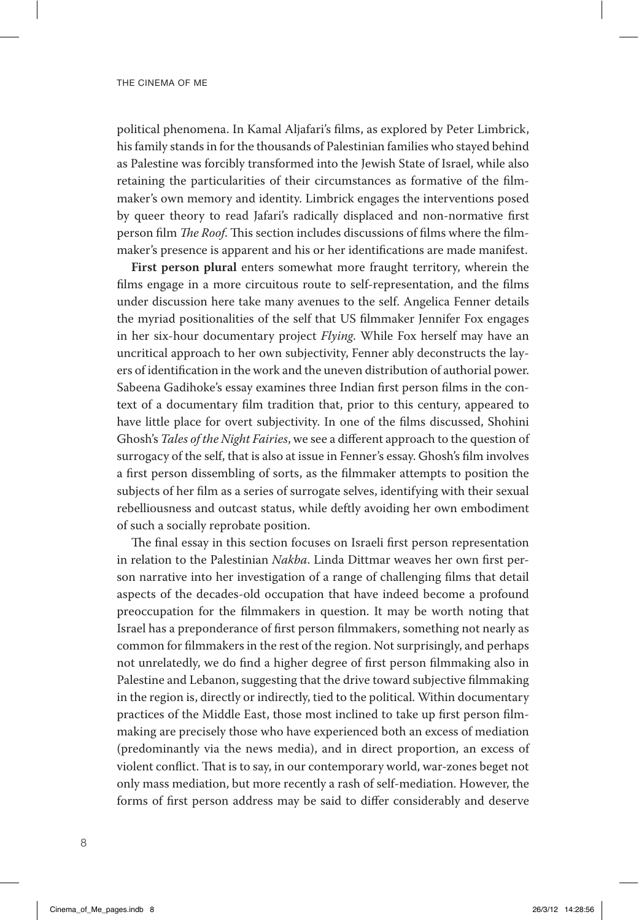political phenomena. In Kamal Aljafari's films, as explored by Peter Limbrick, his family stands in for the thousands of Palestinian families who stayed behind as Palestine was forcibly transformed into the Jewish State of Israel, while also retaining the particularities of their circumstances as formative of the filmmaker's own memory and identity. Limbrick engages the interventions posed by queer theory to read Jafari's radically displaced and non-normative first person film *The Roof*. This section includes discussions of films where the filmmaker's presence is apparent and his or her identifications are made manifest.

**First person plural** enters somewhat more fraught territory, wherein the films engage in a more circuitous route to self-representation, and the films under discussion here take many avenues to the self. Angelica Fenner details the myriad positionalities of the self that US filmmaker Jennifer Fox engages in her six-hour documentary project *Flying*. While Fox herself may have an uncritical approach to her own subjectivity, Fenner ably deconstructs the layers of identification in the work and the uneven distribution of authorial power. Sabeena Gadihoke's essay examines three Indian first person films in the context of a documentary film tradition that, prior to this century, appeared to have little place for overt subjectivity. In one of the films discussed, Shohini Ghosh's *Tales of the Night Fairies*, we see a different approach to the question of surrogacy of the self, that is also at issue in Fenner's essay. Ghosh's film involves a first person dissembling of sorts, as the filmmaker attempts to position the subjects of her film as a series of surrogate selves, identifying with their sexual rebelliousness and outcast status, while deftly avoiding her own embodiment of such a socially reprobate position.

The final essay in this section focuses on Israeli first person representation in relation to the Palestinian *Nakba*. Linda Dittmar weaves her own first person narrative into her investigation of a range of challenging films that detail aspects of the decades-old occupation that have indeed become a profound preoccupation for the filmmakers in question. It may be worth noting that Israel has a preponderance of first person filmmakers, something not nearly as common for filmmakers in the rest of the region. Not surprisingly, and perhaps not unrelatedly, we do find a higher degree of first person filmmaking also in Palestine and Lebanon, suggesting that the drive toward subjective filmmaking in the region is, directly or indirectly, tied to the political. Within documentary practices of the Middle East, those most inclined to take up first person filmmaking are precisely those who have experienced both an excess of mediation (predominantly via the news media), and in direct proportion, an excess of violent conflict. That is to say, in our contemporary world, war-zones beget not only mass mediation, but more recently a rash of self-mediation. However, the forms of first person address may be said to differ considerably and deserve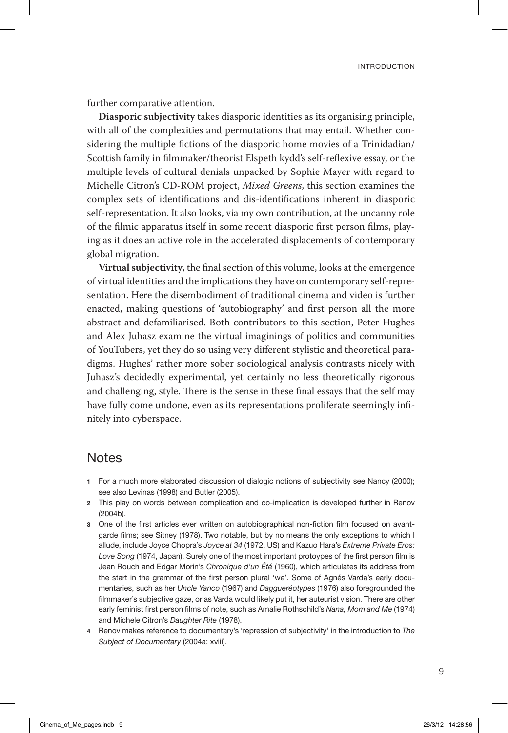further comparative attention.

**Diasporic subjectivity** takes diasporic identities as its organising principle, with all of the complexities and permutations that may entail. Whether considering the multiple fictions of the diasporic home movies of a Trinidadian/Scottish family in filmmaker/theorist Elspeth kydd's self-reflexive essay, or the multiple levels of cultural denials unpacked by Sophie Mayer with regard to Michelle Citron's CD-ROM project, *Mixed Greens*, this section examines the complex sets of identifications and dis-identifications inherent in diasporic self-representation. It also looks, via my own contribution, at the uncanny role of the filmic apparatus itself in some recent diasporic first person films, playing as it does an active role in the accelerated displacements of contemporary global migration.

**Virtual subjectivity**, the final section of this volume, looks at the emergence of virtual identities and the implications they have on contemporary self-representation. Here the disembodiment of traditional cinema and video is further enacted, making questions of 'autobiography' and first person all the more abstract and defamiliarised. Both contributors to this section, Peter Hughes and Alex Juhasz examine the virtual imaginings of politics and communities of YouTubers, yet they do so using very different stylistic and theoretical paradigms. Hughes' rather more sober sociological analysis contrasts nicely with Juhasz's decidedly experimental, yet certainly no less theoretically rigorous and challenging, style. There is the sense in these final essays that the self may have fully come undone, even as its representations proliferate seemingly infinitely into cyberspace.

## Notes

1. For a much more elaborated discussion of dialogic notions of subjectivity see Nancy (2000); see also Levinas (1998) and Butler (2005).
2. This play on words between complication and co-implication is developed further in Renov (2004b).
3. One of the first articles ever written on autobiographical non-fiction film focused on avant-garde films; see Sitney (1978). Two notable, but by no means the only exceptions to which I allude, include Joyce Chopra's *Joyce at 34* (1972, US) and Kazuo Hara's *Extreme Private Eros: Love Song* (1974, Japan). Surely one of the most important protoypes of the first person film is Jean Rouch and Edgar Morin's *Chronique d'un Été* (1960), which articulates its address from the start in the grammar of the first person plural 'we'. Some of Agnés Varda's early documentaries, such as her *Uncle Yanco* (1967) and *Daggueréotypes* (1976) also foregrounded the filmmaker's subjective gaze, or as Varda would likely put it, her auteurist vision. There are other early feminist first person films of note, such as Amalie Rothschild's *Nana, Mom and Me* (1974) and Michele Citron's *Daughter Rite* (1978).
4. Renov makes reference to documentary's 'repression of subjectivity' in the introduction to *The Subject of Documentary* (2004a: xviii).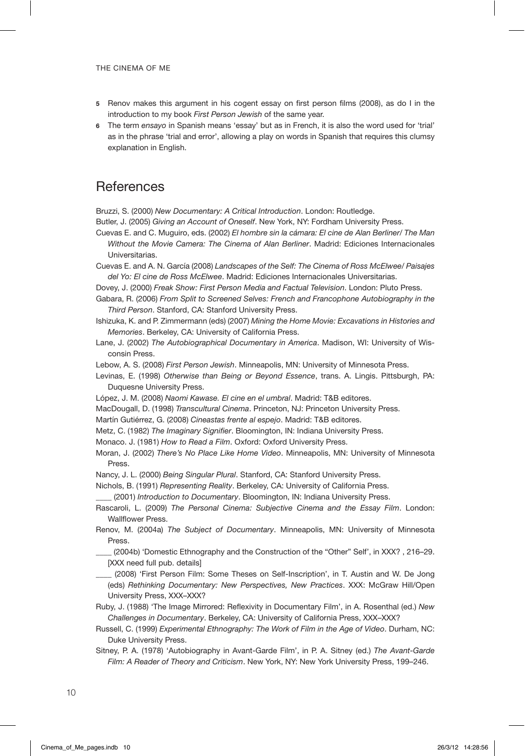5 Renov makes this argument in his cogent essay on first person films (2008), as do I in the introduction to my book *First Person Jewish* of the same year.

6 The term *ensayo* in Spanish means 'essay' but as in French, it is also the word used for 'trial' as in the phrase 'trial and error', allowing a play on words in Spanish that requires this clumsy explanation in English.

## References

Bruzzi, S. (2000) *New Documentary: A Critical Introduction*. London: Routledge.

Butler, J. (2005) *Giving an Account of Oneself*. New York, NY: Fordham University Press.

Cuevas E. and C. Muguiro, eds. (2002) *El hombre sin la cámara: El cine de Alan Berliner/ The Man Without the Movie Camera: The Cinema of Alan Berliner*. Madrid: Ediciones Internacionales Universitarias.

Cuevas E. and A. N. García (2008) *Landscapes of the Self: The Cinema of Ross McElwee/ Paisajes del Yo: El cine de Ross McElwee*. Madrid: Ediciones Internacionales Universitarias.

Dovey, J. (2000) *Freak Show: First Person Media and Factual Television*. London: Pluto Press.

Gabara, R. (2006) *From Split to Screened Selves: French and Francophone Autobiography in the Third Person*. Stanford, CA: Stanford University Press.

Ishizuka, K. and P. Zimmermann (eds) (2007) *Mining the Home Movie: Excavations in Histories and Memories*. Berkeley, CA: University of California Press.

Lane, J. (2002) *The Autobiographical Documentary in America*. Madison, WI: University of Wisconsin Press.

Lebow, A. S. (2008) *First Person Jewish*. Minneapolis, MN: University of Minnesota Press.

Levinas, E. (1998) *Otherwise than Being or Beyond Essence*, trans. A. Lingis. Pittsburgh, PA: Duquesne University Press.

López, J. M. (2008) *Naomi Kawase. El cine en el umbral*. Madrid: T&B editores.

MacDougall, D. (1998) *Transcultural Cinema*. Princeton, NJ: Princeton University Press.

Martín Gutiérrez, G. (2008) *Cineastas frente al espejo*. Madrid: T&B editores.

Metz, C. (1982) *The Imaginary Signifier*. Bloomington, IN: Indiana University Press.

Monaco. J. (1981) *How to Read a Film*. Oxford: Oxford University Press.

Moran, J. (2002) *There's No Place Like Home Video*. Minneapolis, MN: University of Minnesota Press.

Nancy, J. L. (2000) *Being Singular Plural*. Stanford, CA: Stanford University Press.

Nichols, B. (1991) *Representing Reality*. Berkeley, CA: University of California Press.

____ (2001) *Introduction to Documentary*. Bloomington, IN: Indiana University Press.

Rascaroli, L. (2009) *The Personal Cinema: Subjective Cinema and the Essay Film*. London: Wallflower Press.

Renov, M. (2004a) *The Subject of Documentary*. Minneapolis, MN: University of Minnesota Press.

____ (2004b) 'Domestic Ethnography and the Construction of the "Other" Self', in XXX? , 216–29. [XXX need full pub. details]

____ (2008) 'First Person Film: Some Theses on Self-Inscription', in T. Austin and W. De Jong (eds) *Rethinking Documentary: New Perspectives, New Practices*. XXX: McGraw Hill/Open University Press, XXX–XXX?

Ruby, J. (1988) 'The Image Mirrored: Reflexivity in Documentary Film', in A. Rosenthal (ed.) *New Challenges in Documentary*. Berkeley, CA: University of California Press, XXX–XXX?

Russell, C. (1999) *Experimental Ethnography: The Work of Film in the Age of Video*. Durham, NC: Duke University Press.

Sitney, P. A. (1978) 'Autobiography in Avant-Garde Film', in P. A. Sitney (ed.) *The Avant-Garde Film: A Reader of Theory and Criticism*. New York, NY: New York University Press, 199–246.